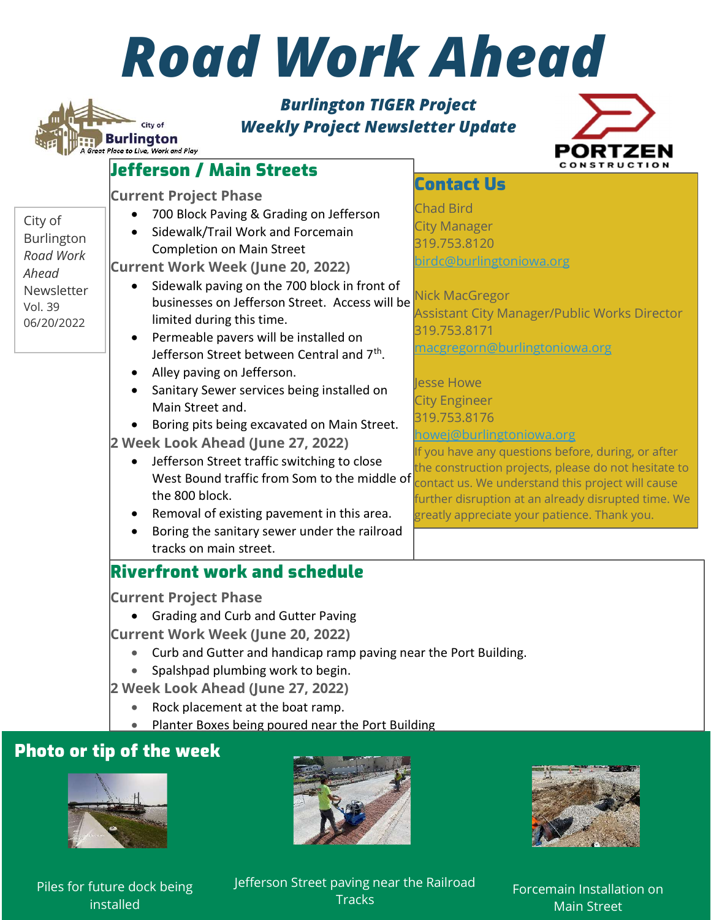# Road Work Ahead

**Burlington TIGER Project**
**Weekly Project Newsletter Update**

City of Burlington
*Road Work Ahead*
Newsletter
Vol. 39
06/20/2022

## Jefferson / Main Streets

### Current Project Phase

- 700 Block Paving & Grading on Jefferson
- Sidewalk/Trail Work and Forcemain Completion on Main Street

### Current Work Week (June 20, 2022)

- Sidewalk paving on the 700 block in front of businesses on Jefferson Street. Access will be limited during this time.
- Permeable pavers will be installed on Jefferson Street between Central and 7th.
- Alley paving on Jefferson.
- Sanitary Sewer services being installed on Main Street and.
- Boring pits being excavated on Main Street.

### 2 Week Look Ahead (June 27, 2022)

- Jefferson Street traffic switching to close West Bound traffic from Som to the middle of the 800 block.
- Removal of existing pavement in this area.
- Boring the sanitary sewer under the railroad tracks on main street.

## Contact Us

Chad Bird
City Manager
319.753.8120
birdc@burlingtoniowa.org

Nick MacGregor
Assistant City Manager/Public Works Director
319.753.8171
macgregorn@burlingtoniowa.org

Jesse Howe
City Engineer
319.753.8176
howej@burlingtoniowa.org

If you have any questions before, during, or after the construction projects, please do not hesitate to contact us. We understand this project will cause further disruption at an already disrupted time. We greatly appreciate your patience. Thank you.

## Riverfront work and schedule

### Current Project Phase

- Grading and Curb and Gutter Paving

### Current Work Week (June 20, 2022)

- Curb and Gutter and handicap ramp paving near the Port Building.
- Spalshpad plumbing work to begin.

### 2 Week Look Ahead (June 27, 2022)

- Rock placement at the boat ramp.
- Planter Boxes being poured near the Port Building

## Photo or tip of the week

Piles for future dock being installed

Jefferson Street paving near the Railroad Tracks

Forcemain Installation on Main Street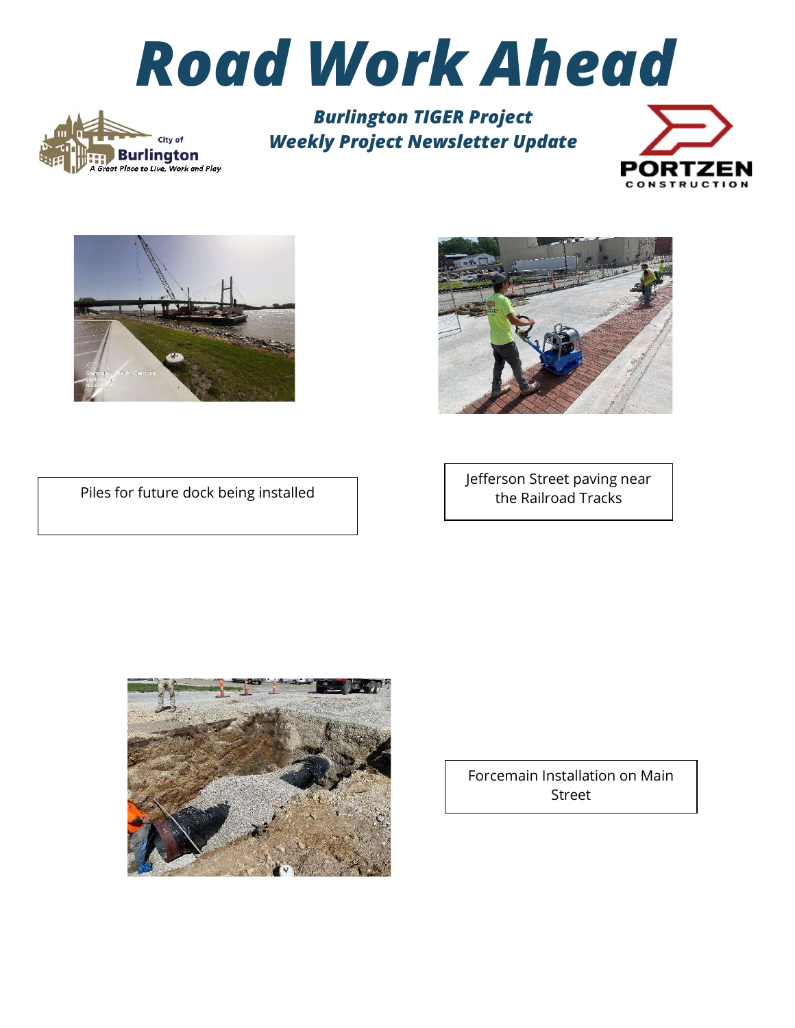# Road Work Ahead

***Burlington TIGER Project***
***Weekly Project Newsletter Update***

Piles for future dock being installed

Jefferson Street paving near the Railroad Tracks

Forcemain Installation on Main Street